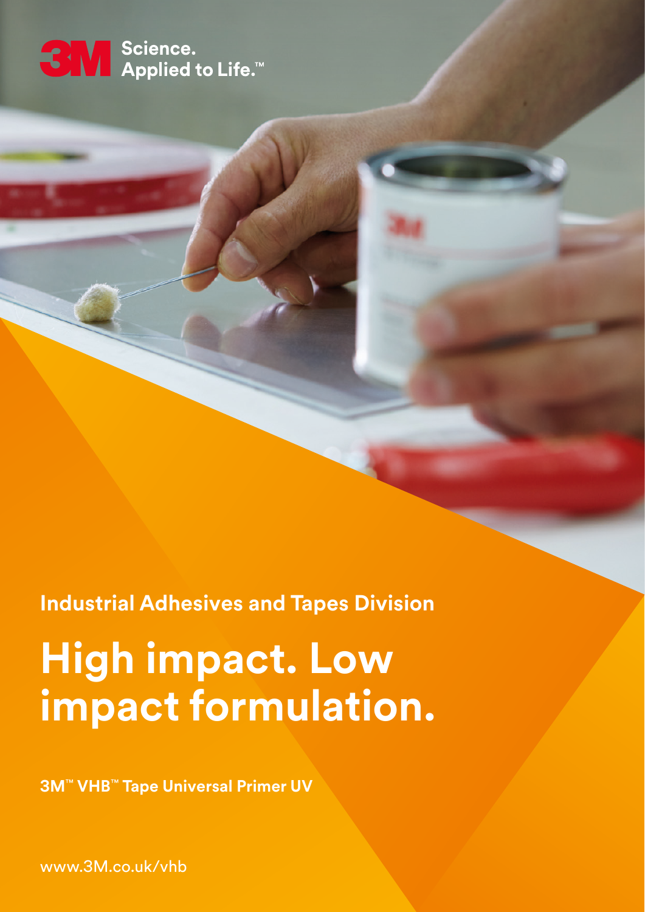3M Science. Applied to Life.™

Industrial Adhesives and Tapes Division

# High impact. Low impact formulation.

**3M™ VHB™ Tape Universal Primer UV**

www.3M.co.uk/vhb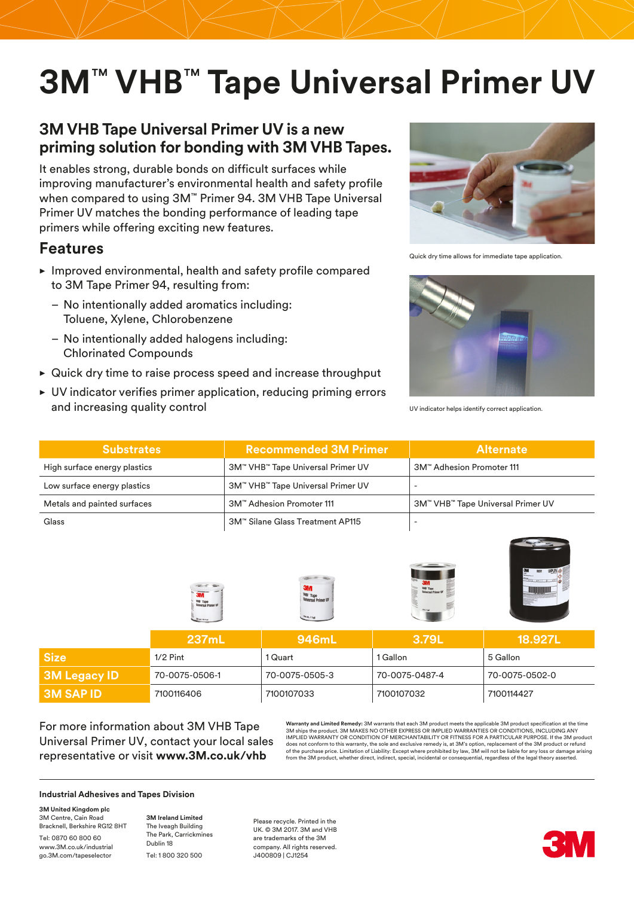# 3M™ VHB™ Tape Universal Primer UV

## 3M VHB Tape Universal Primer UV is a new priming solution for bonding with 3M VHB Tapes.

It enables strong, durable bonds on difficult surfaces while improving manufacturer's environmental health and safety profile when compared to using 3M™ Primer 94. 3M VHB Tape Universal Primer UV matches the bonding performance of leading tape primers while offering exciting new features.

## Features

- Improved environmental, health and safety profile compared to 3M Tape Primer 94, resulting from:
  - No intentionally added aromatics including: Toluene, Xylene, Chlorobenzene
  - No intentionally added halogens including: Chlorinated Compounds
- Quick dry time to raise process speed and increase throughput
- UV indicator verifies primer application, reducing priming errors and increasing quality control

Quick dry time allows for immediate tape application.

UV indicator helps identify correct application.

| Substrates | Recommended 3M Primer | Alternate |
|---|---|---|
| High surface energy plastics | 3M™ VHB™ Tape Universal Primer UV | 3M™ Adhesion Promoter 111 |
| Low surface energy plastics | 3M™ VHB™ Tape Universal Primer UV | - |
| Metals and painted surfaces | 3M™ Adhesion Promoter 111 | 3M™ VHB™ Tape Universal Primer UV |
| Glass | 3M™ Silane Glass Treatment AP115 | - |

| | 237mL | 946mL | 3.79L | 18.927L |
|---|---|---|---|---|
| **Size** | 1/2 Pint | 1 Quart | 1 Gallon | 5 Gallon |
| **3M Legacy ID** | 70-0075-0506-1 | 70-0075-0505-3 | 70-0075-0487-4 | 70-0075-0502-0 |
| **3M SAP ID** | 7100116406 | 7100107033 | 7100107032 | 7100114427 |

For more information about 3M VHB Tape Universal Primer UV, contact your local sales representative or visit **www.3M.co.uk/vhb**

**Warranty and Limited Remedy:** 3M warrants that each 3M product meets the applicable 3M product specification at the time 3M ships the product. 3M MAKES NO OTHER EXPRESS OR IMPLIED WARRANTIES OR CONDITIONS, INCLUDING ANY IMPLIED WARRANTY OR CONDITION OF MERCHANTABILITY OR FITNESS FOR A PARTICULAR PURPOSE. If the 3M product does not conform to this warranty, the sole and exclusive remedy is, at 3M's option, replacement of the 3M product or refund of the purchase price. Limitation of Liability: Except where prohibited by law, 3M will not be liable for any loss or damage arising from the 3M product, whether direct, indirect, special, incidental or consequential, regardless of the legal theory asserted.

**Industrial Adhesives and Tapes Division**

**3M United Kingdom plc**
3M Centre, Cain Road
Bracknell, Berkshire RG12 8HT
Tel: 0870 60 800 60
www.3M.co.uk/industrial
go.3M.com/tapeselector

**3M Ireland Limited**
The Iveagh Building
The Park, Carrickmines
Dublin 18
Tel: 1 800 320 500

Please recycle. Printed in the UK. © 3M 2017. 3M and VHB are trademarks of the 3M company. All rights reserved.
J400809 | CJ1254